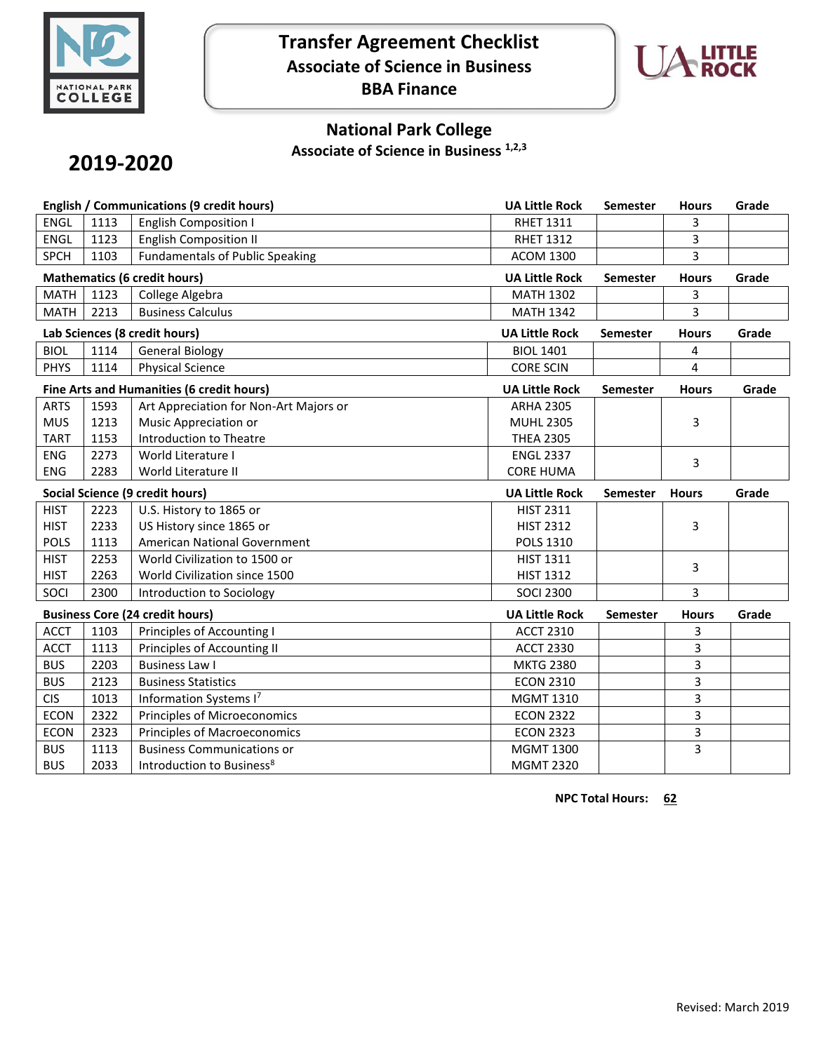# Transfer Agreement Checklist

## Associate of Science in Business

## BBA Finance

NATIONAL PARK COLLEGE

UA LITTLE ROCK

## National Park College

### Associate of Science in Business [1,2,3]

## 2019-2020

| English / Communications (9 credit hours) | | | UA Little Rock | Semester | Hours | Grade |
|---|---|---|---|---|---|---|
| ENGL | 1113 | English Composition I | RHET 1311 | | 3 | |
| ENGL | 1123 | English Composition II | RHET 1312 | | 3 | |
| SPCH | 1103 | Fundamentals of Public Speaking | ACOM 1300 | | 3 | |

| Mathematics (6 credit hours) | | | UA Little Rock | Semester | Hours | Grade |
|---|---|---|---|---|---|---|
| MATH | 1123 | College Algebra | MATH 1302 | | 3 | |
| MATH | 2213 | Business Calculus | MATH 1342 | | 3 | |

| Lab Sciences (8 credit hours) | | | UA Little Rock | Semester | Hours | Grade |
|---|---|---|---|---|---|---|
| BIOL | 1114 | General Biology | BIOL 1401 | | 4 | |
| PHYS | 1114 | Physical Science | CORE SCIN | | 4 | |

| Fine Arts and Humanities (6 credit hours) | | | UA Little Rock | Semester | Hours | Grade |
|---|---|---|---|---|---|---|
| ARTS | 1593 | Art Appreciation for Non-Art Majors or | ARHA 2305 | | | |
| MUS | 1213 | Music Appreciation or | MUHL 2305 | | 3 | |
| TART | 1153 | Introduction to Theatre | THEA 2305 | | | |
| ENG | 2273 | World Literature I | ENGL 2337 | | 3 | |
| ENG | 2283 | World Literature II | CORE HUMA | | | |

| Social Science (9 credit hours) | | | UA Little Rock | Semester | Hours | Grade |
|---|---|---|---|---|---|---|
| HIST | 2223 | U.S. History to 1865 or | HIST 2311 | | | |
| HIST | 2233 | US History since 1865 or | HIST 2312 | | 3 | |
| POLS | 1113 | American National Government | POLS 1310 | | | |
| HIST | 2253 | World Civilization to 1500 or | HIST 1311 | | 3 | |
| HIST | 2263 | World Civilization since 1500 | HIST 1312 | | | |
| SOCI | 2300 | Introduction to Sociology | SOCI 2300 | | 3 | |

| Business Core (24 credit hours) | | | UA Little Rock | Semester | Hours | Grade |
|---|---|---|---|---|---|---|
| ACCT | 1103 | Principles of Accounting I | ACCT 2310 | | 3 | |
| ACCT | 1113 | Principles of Accounting II | ACCT 2330 | | 3 | |
| BUS | 2203 | Business Law I | MKTG 2380 | | 3 | |
| BUS | 2123 | Business Statistics | ECON 2310 | | 3 | |
| CIS | 1013 | Information Systems I[7] | MGMT 1310 | | 3 | |
| ECON | 2322 | Principles of Microeconomics | ECON 2322 | | 3 | |
| ECON | 2323 | Principles of Macroeconomics | ECON 2323 | | 3 | |
| BUS | 1113 | Business Communications or | MGMT 1300 | | 3 | |
| BUS | 2033 | Introduction to Business[8] | MGMT 2320 | | | |

**NPC Total Hours: 62**

Revised: March 2019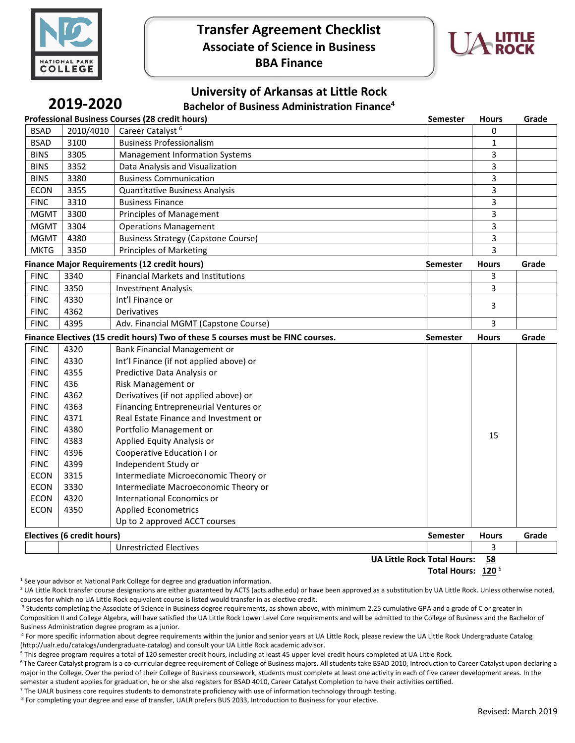# Transfer Agreement Checklist
## Associate of Science in Business
## BBA Finance

## 2019-2020

## University of Arkansas at Little Rock
### Bachelor of Business Administration Finance[4]

| Professional Business Courses (28 credit hours) | | | Semester | Hours | Grade |
|---|---|---|---|---|---|
| BSAD | 2010/4010 | Career Catalyst [6] | | 0 | |
| BSAD | 3100 | Business Professionalism | | 1 | |
| BINS | 3305 | Management Information Systems | | 3 | |
| BINS | 3352 | Data Analysis and Visualization | | 3 | |
| BINS | 3380 | Business Communication | | 3 | |
| ECON | 3355 | Quantitative Business Analysis | | 3 | |
| FINC | 3310 | Business Finance | | 3 | |
| MGMT | 3300 | Principles of Management | | 3 | |
| MGMT | 3304 | Operations Management | | 3 | |
| MGMT | 4380 | Business Strategy (Capstone Course) | | 3 | |
| MKTG | 3350 | Principles of Marketing | | 3 | |

| Finance Major Requirements (12 credit hours) | | | Semester | Hours | Grade |
|---|---|---|---|---|---|
| FINC | 3340 | Financial Markets and Institutions | | 3 | |
| FINC | 3350 | Investment Analysis | | 3 | |
| FINC | 4330 | Int'l Finance or | | 3 | |
| FINC | 4362 | Derivatives | | | |
| FINC | 4395 | Adv. Financial MGMT (Capstone Course) | | 3 | |

| Finance Electives (15 credit hours) Two of these 5 courses must be FINC courses. | | | Semester | Hours | Grade |
|---|---|---|---|---|---|
| FINC | 4320 | Bank Financial Management or | | 15 | |
| FINC | 4330 | Int'l Finance (if not applied above) or | | | |
| FINC | 4355 | Predictive Data Analysis or | | | |
| FINC | 436 | Risk Management or | | | |
| FINC | 4362 | Derivatives (if not applied above) or | | | |
| FINC | 4363 | Financing Entrepreneurial Ventures or | | | |
| FINC | 4371 | Real Estate Finance and Investment or | | | |
| FINC | 4380 | Portfolio Management or | | | |
| FINC | 4383 | Applied Equity Analysis or | | | |
| FINC | 4396 | Cooperative Education I or | | | |
| FINC | 4399 | Independent Study or | | | |
| ECON | 3315 | Intermediate Microeconomic Theory or | | | |
| ECON | 3330 | Intermediate Macroeconomic Theory or | | | |
| ECON | 4320 | International Economics or | | | |
| ECON | 4350 | Applied Econometrics | | | |
| | | Up to 2 approved ACCT courses | | | |

| Electives (6 credit hours) | | | Semester | Hours | Grade |
|---|---|---|---|---|---|
| | | Unrestricted Electives | | 3 | |

UA Little Rock Total Hours: **58**

Total Hours: **120** [5]

[1] See your advisor at National Park College for degree and graduation information.

[2] UA Little Rock transfer course designations are either guaranteed by ACTS (acts.adhe.edu) or have been approved as a substitution by UA Little Rock. Unless otherwise noted, courses for which no UA Little Rock equivalent course is listed would transfer in as elective credit.

[3] Students completing the Associate of Science in Business degree requirements, as shown above, with minimum 2.25 cumulative GPA and a grade of C or greater in Composition II and College Algebra, will have satisfied the UA Little Rock Lower Level Core requirements and will be admitted to the College of Business and the Bachelor of Business Administration degree program as a junior.

[4] For more specific information about degree requirements within the junior and senior years at UA Little Rock, please review the UA Little Rock Undergraduate Catalog (http://ualr.edu/catalogs/undergraduate-catalog) and consult your UA Little Rock academic advisor.

[5] This degree program requires a total of 120 semester credit hours, including at least 45 upper level credit hours completed at UA Little Rock.

[6] The Career Catalyst program is a co-curricular degree requirement of College of Business majors. All students take BSAD 2010, Introduction to Career Catalyst upon declaring a major in the College. Over the period of their College of Business coursework, students must complete at least one activity in each of five career development areas. In the semester a student applies for graduation, he or she also registers for BSAD 4010, Career Catalyst Completion to have their activities certified.

[7] The UALR business core requires students to demonstrate proficiency with use of information technology through testing.

[8] For completing your degree and ease of transfer, UALR prefers BUS 2033, Introduction to Business for your elective.

Revised: March 2019